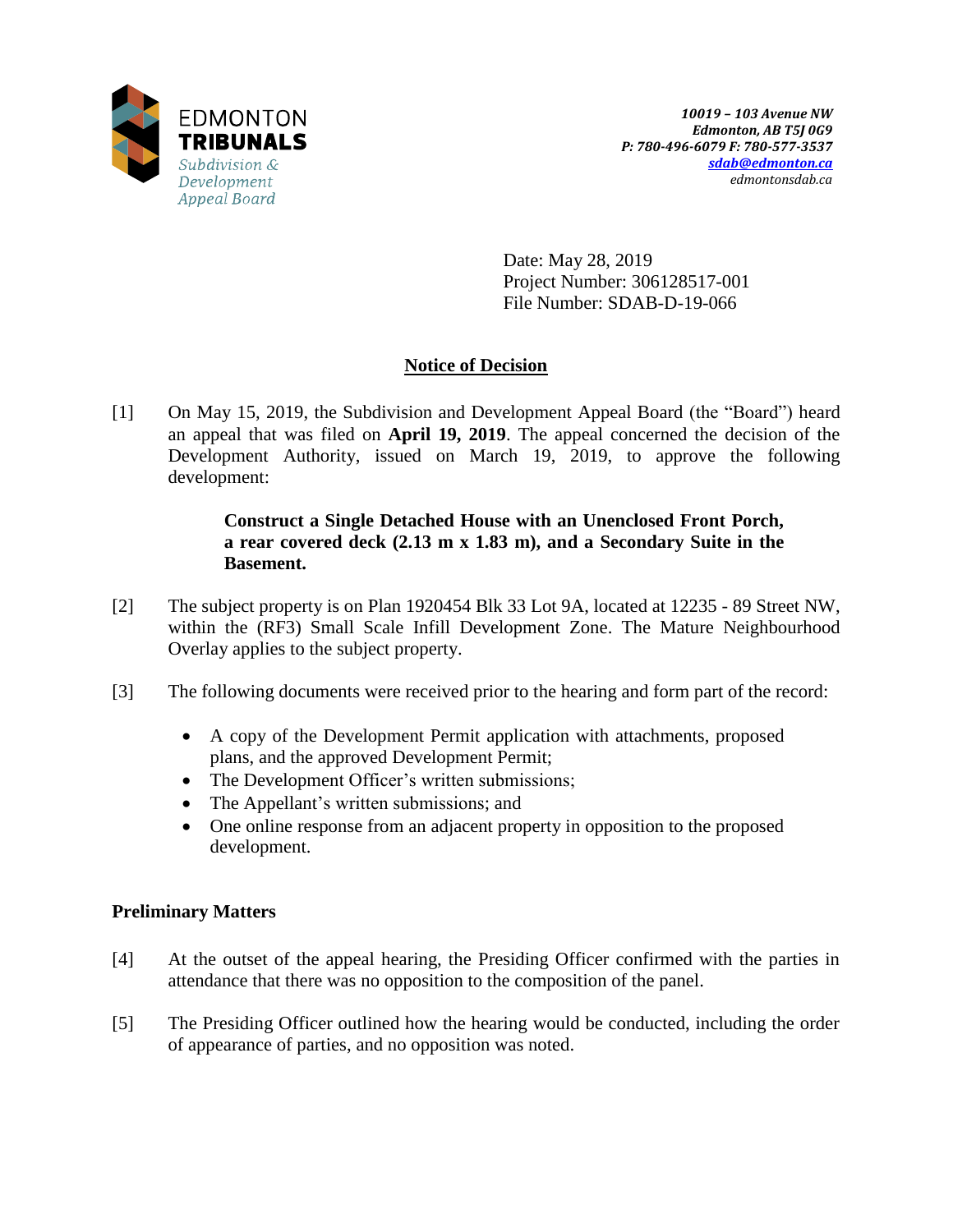EDMONTON
**TRIBUNALS**
*Subdivision & Development Appeal Board*

***10019 – 103 Avenue NW***
***Edmonton, AB T5J 0G9***
***P: 780-496-6079 F: 780-577-3537***
***sdab@edmonton.ca***
*edmontonsdab.ca*

Date: May 28, 2019
Project Number: 306128517-001
File Number: SDAB-D-19-066

## Notice of Decision

[1] On May 15, 2019, the Subdivision and Development Appeal Board (the "Board") heard an appeal that was filed on **April 19, 2019**. The appeal concerned the decision of the Development Authority, issued on March 19, 2019, to approve the following development:

> **Construct a Single Detached House with an Unenclosed Front Porch, a rear covered deck (2.13 m x 1.83 m), and a Secondary Suite in the Basement.**

[2] The subject property is on Plan 1920454 Blk 33 Lot 9A, located at 12235 - 89 Street NW, within the (RF3) Small Scale Infill Development Zone. The Mature Neighbourhood Overlay applies to the subject property.

[3] The following documents were received prior to the hearing and form part of the record:

- A copy of the Development Permit application with attachments, proposed plans, and the approved Development Permit;
- The Development Officer's written submissions;
- The Appellant's written submissions; and
- One online response from an adjacent property in opposition to the proposed development.

### Preliminary Matters

[4] At the outset of the appeal hearing, the Presiding Officer confirmed with the parties in attendance that there was no opposition to the composition of the panel.

[5] The Presiding Officer outlined how the hearing would be conducted, including the order of appearance of parties, and no opposition was noted.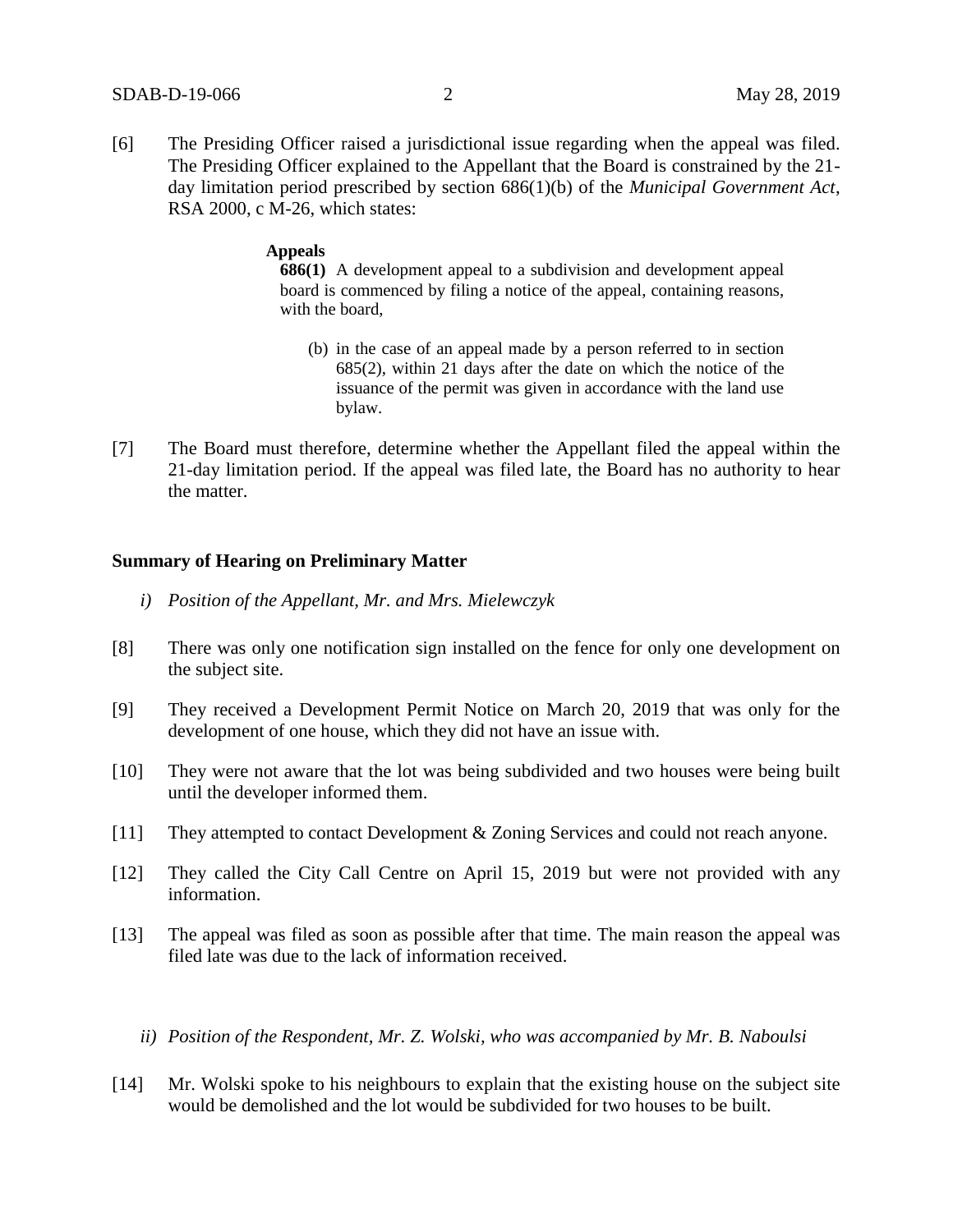[6] The Presiding Officer raised a jurisdictional issue regarding when the appeal was filed. The Presiding Officer explained to the Appellant that the Board is constrained by the 21-day limitation period prescribed by section 686(1)(b) of the *Municipal Government Act*, RSA 2000, c M-26, which states:

> **Appeals**
> **686(1)** A development appeal to a subdivision and development appeal board is commenced by filing a notice of the appeal, containing reasons, with the board,
>
> (b) in the case of an appeal made by a person referred to in section 685(2), within 21 days after the date on which the notice of the issuance of the permit was given in accordance with the land use bylaw.

[7] The Board must therefore, determine whether the Appellant filed the appeal within the 21-day limitation period. If the appeal was filed late, the Board has no authority to hear the matter.

### Summary of Hearing on Preliminary Matter

*i) Position of the Appellant, Mr. and Mrs. Mielewczyk*

[8] There was only one notification sign installed on the fence for only one development on the subject site.

[9] They received a Development Permit Notice on March 20, 2019 that was only for the development of one house, which they did not have an issue with.

[10] They were not aware that the lot was being subdivided and two houses were being built until the developer informed them.

[11] They attempted to contact Development & Zoning Services and could not reach anyone.

[12] They called the City Call Centre on April 15, 2019 but were not provided with any information.

[13] The appeal was filed as soon as possible after that time. The main reason the appeal was filed late was due to the lack of information received.

*ii) Position of the Respondent, Mr. Z. Wolski, who was accompanied by Mr. B. Naboulsi*

[14] Mr. Wolski spoke to his neighbours to explain that the existing house on the subject site would be demolished and the lot would be subdivided for two houses to be built.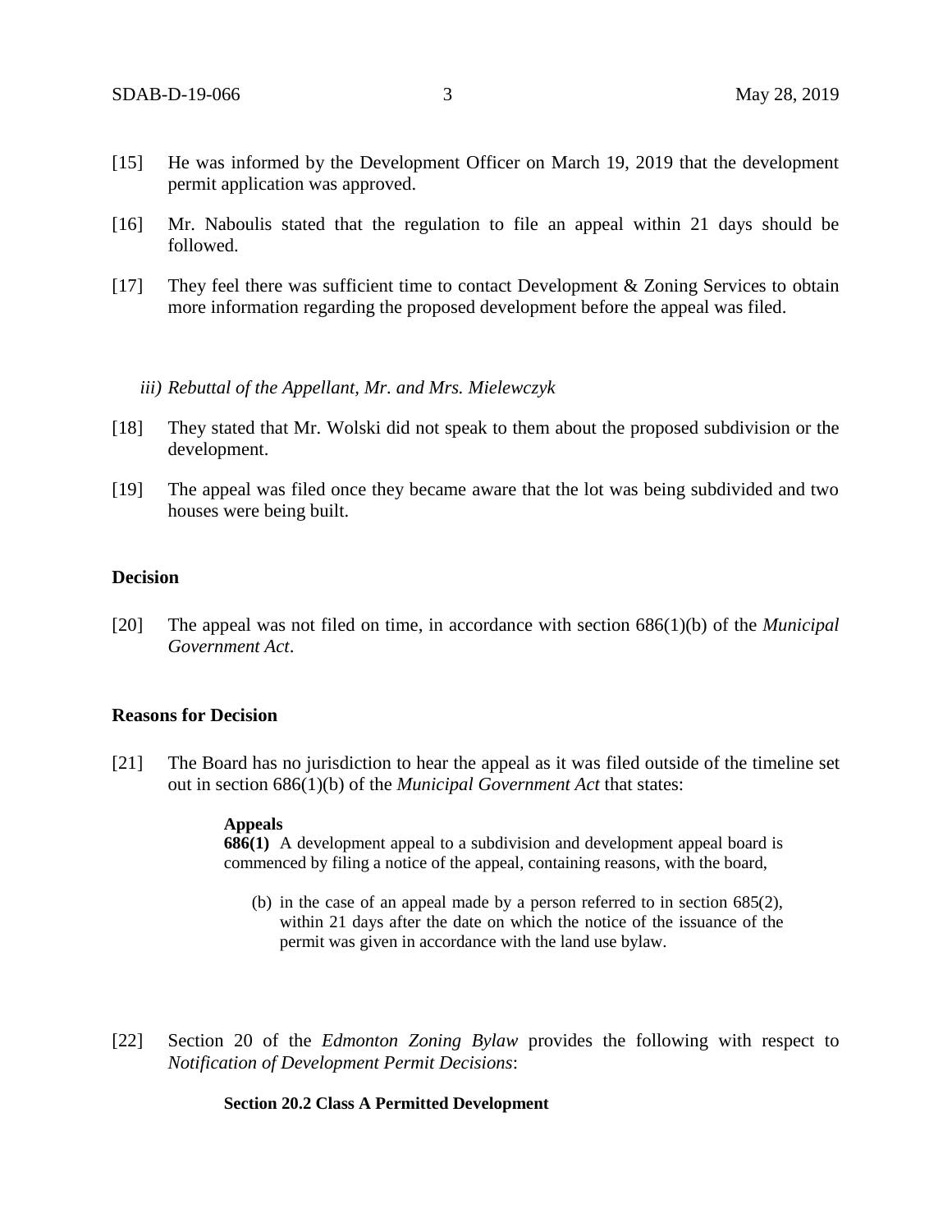[15] He was informed by the Development Officer on March 19, 2019 that the development permit application was approved.

[16] Mr. Naboulis stated that the regulation to file an appeal within 21 days should be followed.

[17] They feel there was sufficient time to contact Development & Zoning Services to obtain more information regarding the proposed development before the appeal was filed.

*iii) Rebuttal of the Appellant, Mr. and Mrs. Mielewczyk*

[18] They stated that Mr. Wolski did not speak to them about the proposed subdivision or the development.

[19] The appeal was filed once they became aware that the lot was being subdivided and two houses were being built.

**Decision**

[20] The appeal was not filed on time, in accordance with section 686(1)(b) of the *Municipal Government Act*.

**Reasons for Decision**

[21] The Board has no jurisdiction to hear the appeal as it was filed outside of the timeline set out in section 686(1)(b) of the *Municipal Government Act* that states:

> **Appeals**
> **686(1)** A development appeal to a subdivision and development appeal board is commenced by filing a notice of the appeal, containing reasons, with the board,
>
> (b) in the case of an appeal made by a person referred to in section 685(2), within 21 days after the date on which the notice of the issuance of the permit was given in accordance with the land use bylaw.

[22] Section 20 of the *Edmonton Zoning Bylaw* provides the following with respect to *Notification of Development Permit Decisions*:

> **Section 20.2 Class A Permitted Development**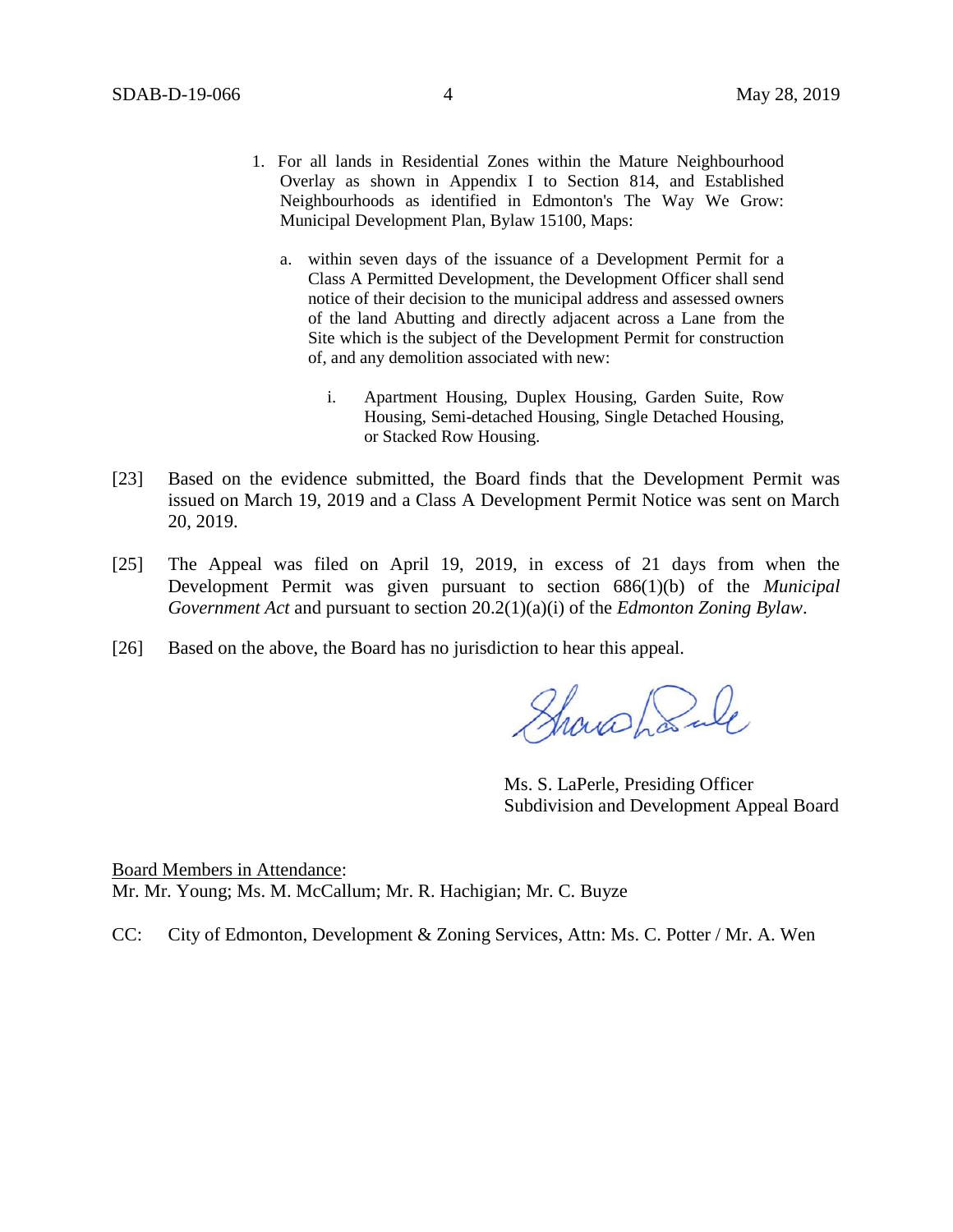1. For all lands in Residential Zones within the Mature Neighbourhood Overlay as shown in Appendix I to Section 814, and Established Neighbourhoods as identified in Edmonton's The Way We Grow: Municipal Development Plan, Bylaw 15100, Maps:

   a. within seven days of the issuance of a Development Permit for a Class A Permitted Development, the Development Officer shall send notice of their decision to the municipal address and assessed owners of the land Abutting and directly adjacent across a Lane from the Site which is the subject of the Development Permit for construction of, and any demolition associated with new:

      i. Apartment Housing, Duplex Housing, Garden Suite, Row Housing, Semi-detached Housing, Single Detached Housing, or Stacked Row Housing.

[23] Based on the evidence submitted, the Board finds that the Development Permit was issued on March 19, 2019 and a Class A Development Permit Notice was sent on March 20, 2019.

[25] The Appeal was filed on April 19, 2019, in excess of 21 days from when the Development Permit was given pursuant to section 686(1)(b) of the *Municipal Government Act* and pursuant to section 20.2(1)(a)(i) of the *Edmonton Zoning Bylaw*.

[26] Based on the above, the Board has no jurisdiction to hear this appeal.

Ms. S. LaPerle, Presiding Officer
Subdivision and Development Appeal Board

Board Members in Attendance:
Mr. Mr. Young; Ms. M. McCallum; Mr. R. Hachigian; Mr. C. Buyze

CC: City of Edmonton, Development & Zoning Services, Attn: Ms. C. Potter / Mr. A. Wen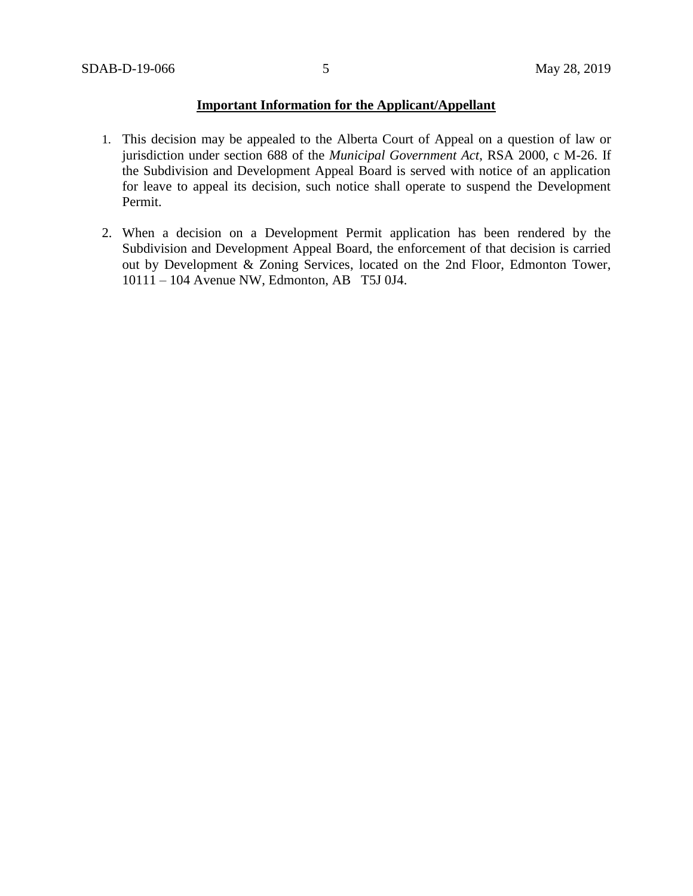**Important Information for the Applicant/Appellant**

1. This decision may be appealed to the Alberta Court of Appeal on a question of law or jurisdiction under section 688 of the *Municipal Government Act*, RSA 2000, c M-26. If the Subdivision and Development Appeal Board is served with notice of an application for leave to appeal its decision, such notice shall operate to suspend the Development Permit.

2. When a decision on a Development Permit application has been rendered by the Subdivision and Development Appeal Board, the enforcement of that decision is carried out by Development & Zoning Services, located on the 2nd Floor, Edmonton Tower, 10111 – 104 Avenue NW, Edmonton, AB T5J 0J4.